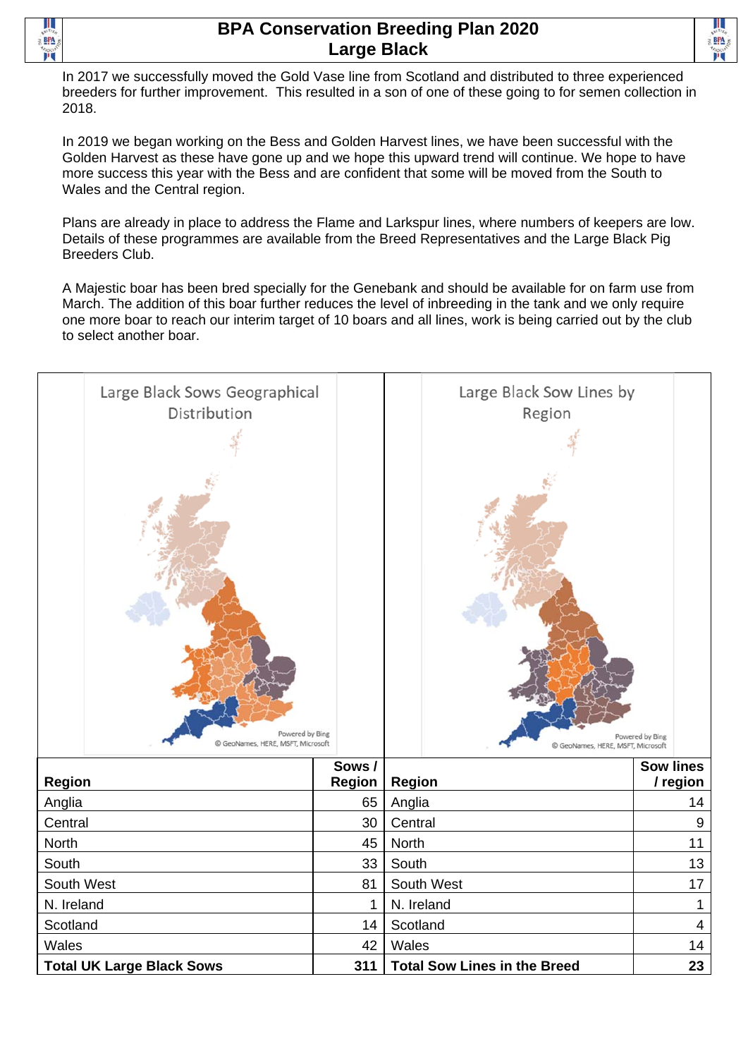# BPA Conservation Breeding Plan 2020
## Large Black

In 2017 we successfully moved the Gold Vase line from Scotland and distributed to three experienced breeders for further improvement. This resulted in a son of one of these going to for semen collection in 2018.

In 2019 we began working on the Bess and Golden Harvest lines, we have been successful with the Golden Harvest as these have gone up and we hope this upward trend will continue. We hope to have more success this year with the Bess and are confident that some will be moved from the South to Wales and the Central region.

Plans are already in place to address the Flame and Larkspur lines, where numbers of keepers are low. Details of these programmes are available from the Breed Representatives and the Large Black Pig Breeders Club.

A Majestic boar has been bred specially for the Genebank and should be available for on farm use from March. The addition of this boar further reduces the level of inbreeding in the tank and we only require one more boar to reach our interim target of 10 boars and all lines, work is being carried out by the club to select another boar.

Large Black Sows Geographical Distribution

| Region | Sows / Region |
|---|---|
| Anglia | 65 |
| Central | 30 |
| North | 45 |
| South | 33 |
| South West | 81 |
| N. Ireland | 1 |
| Scotland | 14 |
| Wales | 42 |
| **Total UK Large Black Sows** | **311** |

Large Black Sow Lines by Region

| Region | Sow lines / region |
|---|---|
| Anglia | 14 |
| Central | 9 |
| North | 11 |
| South | 13 |
| South West | 17 |
| N. Ireland | 1 |
| Scotland | 4 |
| Wales | 14 |
| **Total Sow Lines in the Breed** | **23** |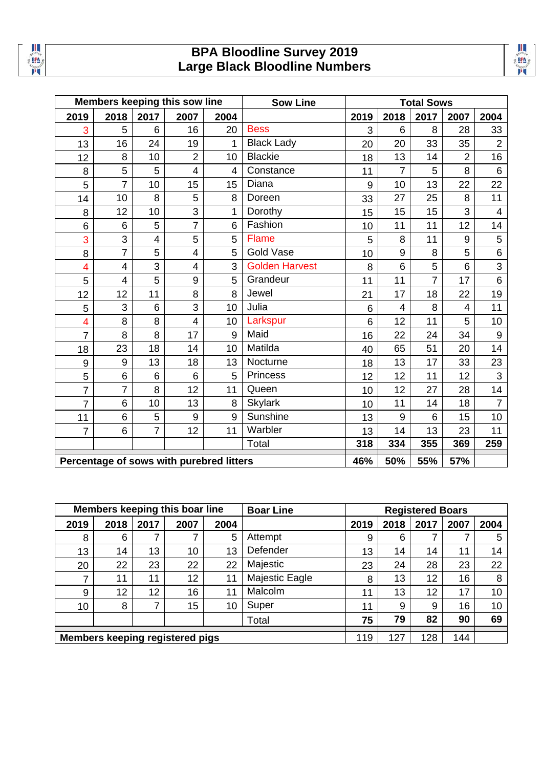# BPA Bloodline Survey 2019
# Large Black Bloodline Numbers

| Members keeping this sow line | | | | | Sow Line | Total Sows | | | | |
|---|---|---|---|---|---|---|---|---|---|---|
| 2019 | 2018 | 2017 | 2007 | 2004 | | 2019 | 2018 | 2017 | 2007 | 2004 |
| 3 | 5 | 6 | 16 | 20 | Bess | 3 | 6 | 8 | 28 | 33 |
| 13 | 16 | 24 | 19 | 1 | Black Lady | 20 | 20 | 33 | 35 | 2 |
| 12 | 8 | 10 | 2 | 10 | Blackie | 18 | 13 | 14 | 2 | 16 |
| 8 | 5 | 5 | 4 | 4 | Constance | 11 | 7 | 5 | 8 | 6 |
| 5 | 7 | 10 | 15 | 15 | Diana | 9 | 10 | 13 | 22 | 22 |
| 14 | 10 | 8 | 5 | 8 | Doreen | 33 | 27 | 25 | 8 | 11 |
| 8 | 12 | 10 | 3 | 1 | Dorothy | 15 | 15 | 15 | 3 | 4 |
| 6 | 6 | 5 | 7 | 6 | Fashion | 10 | 11 | 11 | 12 | 14 |
| 3 | 3 | 4 | 5 | 5 | Flame | 5 | 8 | 11 | 9 | 5 |
| 8 | 7 | 5 | 4 | 5 | Gold Vase | 10 | 9 | 8 | 5 | 6 |
| 4 | 4 | 3 | 4 | 3 | Golden Harvest | 8 | 6 | 5 | 6 | 3 |
| 5 | 4 | 5 | 9 | 5 | Grandeur | 11 | 11 | 7 | 17 | 6 |
| 12 | 12 | 11 | 8 | 8 | Jewel | 21 | 17 | 18 | 22 | 19 |
| 5 | 3 | 6 | 3 | 10 | Julia | 6 | 4 | 8 | 4 | 11 |
| 4 | 8 | 8 | 4 | 10 | Larkspur | 6 | 12 | 11 | 5 | 10 |
| 7 | 8 | 8 | 17 | 9 | Maid | 16 | 22 | 24 | 34 | 9 |
| 18 | 23 | 18 | 14 | 10 | Matilda | 40 | 65 | 51 | 20 | 14 |
| 9 | 9 | 13 | 18 | 13 | Nocturne | 18 | 13 | 17 | 33 | 23 |
| 5 | 6 | 6 | 6 | 5 | Princess | 12 | 12 | 11 | 12 | 3 |
| 7 | 7 | 8 | 12 | 11 | Queen | 10 | 12 | 27 | 28 | 14 |
| 7 | 6 | 10 | 13 | 8 | Skylark | 10 | 11 | 14 | 18 | 7 |
| 11 | 6 | 5 | 9 | 9 | Sunshine | 13 | 9 | 6 | 15 | 10 |
| 7 | 6 | 7 | 12 | 11 | Warbler | 13 | 14 | 13 | 23 | 11 |
| | | | | | Total | **318** | **334** | **355** | **369** | **259** |
| **Percentage of sows with purebred litters** | | | | | | **46%** | **50%** | **55%** | **57%** | |

| Members keeping this boar line | | | | | Boar Line | Registered Boars | | | | |
|---|---|---|---|---|---|---|---|---|---|---|
| 2019 | 2018 | 2017 | 2007 | 2004 | | 2019 | 2018 | 2017 | 2007 | 2004 |
| 8 | 6 | 7 | 7 | 5 | Attempt | 9 | 6 | 7 | 7 | 5 |
| 13 | 14 | 13 | 10 | 13 | Defender | 13 | 14 | 14 | 11 | 14 |
| 20 | 22 | 23 | 22 | 22 | Majestic | 23 | 24 | 28 | 23 | 22 |
| 7 | 11 | 11 | 12 | 11 | Majestic Eagle | 8 | 13 | 12 | 16 | 8 |
| 9 | 12 | 12 | 16 | 11 | Malcolm | 11 | 13 | 12 | 17 | 10 |
| 10 | 8 | 7 | 15 | 10 | Super | 11 | 9 | 9 | 16 | 10 |
| | | | | | Total | **75** | **79** | **82** | **90** | **69** |
| **Members keeping registered pigs** | | | | | | 119 | 127 | 128 | 144 | |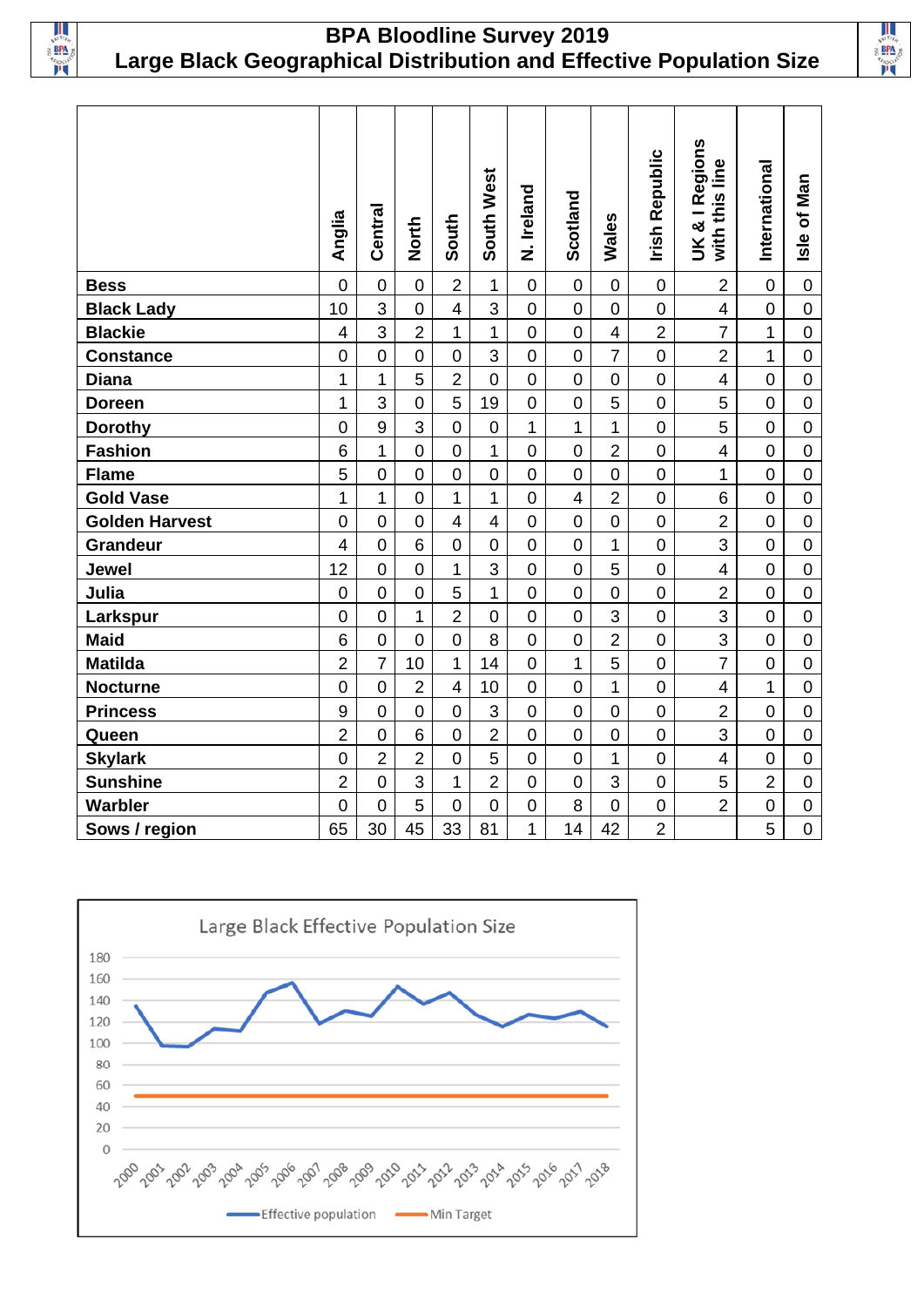# BPA Bloodline Survey 2019
# Large Black Geographical Distribution and Effective Population Size

| | Anglia | Central | North | South | South West | N. Ireland | Scotland | Wales | Irish Republic | UK & I Regions with this line | International | Isle of Man |
|---|---|---|---|---|---|---|---|---|---|---|---|---|
| **Bess** | 0 | 0 | 0 | 2 | 1 | 0 | 0 | 0 | 0 | 2 | 0 | 0 |
| **Black Lady** | 10 | 3 | 0 | 4 | 3 | 0 | 0 | 0 | 0 | 4 | 0 | 0 |
| **Blackie** | 4 | 3 | 2 | 1 | 1 | 0 | 0 | 4 | 2 | 7 | 1 | 0 |
| **Constance** | 0 | 0 | 0 | 0 | 3 | 0 | 0 | 7 | 0 | 2 | 1 | 0 |
| **Diana** | 1 | 1 | 5 | 2 | 0 | 0 | 0 | 0 | 0 | 4 | 0 | 0 |
| **Doreen** | 1 | 3 | 0 | 5 | 19 | 0 | 0 | 5 | 0 | 5 | 0 | 0 |
| **Dorothy** | 0 | 9 | 3 | 0 | 0 | 1 | 1 | 1 | 0 | 5 | 0 | 0 |
| **Fashion** | 6 | 1 | 0 | 0 | 1 | 0 | 0 | 2 | 0 | 4 | 0 | 0 |
| **Flame** | 5 | 0 | 0 | 0 | 0 | 0 | 0 | 0 | 0 | 1 | 0 | 0 |
| **Gold Vase** | 1 | 1 | 0 | 1 | 1 | 0 | 4 | 2 | 0 | 6 | 0 | 0 |
| **Golden Harvest** | 0 | 0 | 0 | 4 | 4 | 0 | 0 | 0 | 0 | 2 | 0 | 0 |
| **Grandeur** | 4 | 0 | 6 | 0 | 0 | 0 | 0 | 1 | 0 | 3 | 0 | 0 |
| **Jewel** | 12 | 0 | 0 | 1 | 3 | 0 | 0 | 5 | 0 | 4 | 0 | 0 |
| **Julia** | 0 | 0 | 0 | 5 | 1 | 0 | 0 | 0 | 0 | 2 | 0 | 0 |
| **Larkspur** | 0 | 0 | 1 | 2 | 0 | 0 | 0 | 3 | 0 | 3 | 0 | 0 |
| **Maid** | 6 | 0 | 0 | 0 | 8 | 0 | 0 | 2 | 0 | 3 | 0 | 0 |
| **Matilda** | 2 | 7 | 10 | 1 | 14 | 0 | 1 | 5 | 0 | 7 | 0 | 0 |
| **Nocturne** | 0 | 0 | 2 | 4 | 10 | 0 | 0 | 1 | 0 | 4 | 1 | 0 |
| **Princess** | 9 | 0 | 0 | 0 | 3 | 0 | 0 | 0 | 0 | 2 | 0 | 0 |
| **Queen** | 2 | 0 | 6 | 0 | 2 | 0 | 0 | 0 | 0 | 3 | 0 | 0 |
| **Skylark** | 0 | 2 | 2 | 0 | 5 | 0 | 0 | 1 | 0 | 4 | 0 | 0 |
| **Sunshine** | 2 | 0 | 3 | 1 | 2 | 0 | 0 | 3 | 0 | 5 | 2 | 0 |
| **Warbler** | 0 | 0 | 5 | 0 | 0 | 0 | 8 | 0 | 0 | 2 | 0 | 0 |
| **Sows / region** | 65 | 30 | 45 | 33 | 81 | 1 | 14 | 42 | 2 | | 5 | 0 |

Large Black Effective Population Size

Effective population — Min Target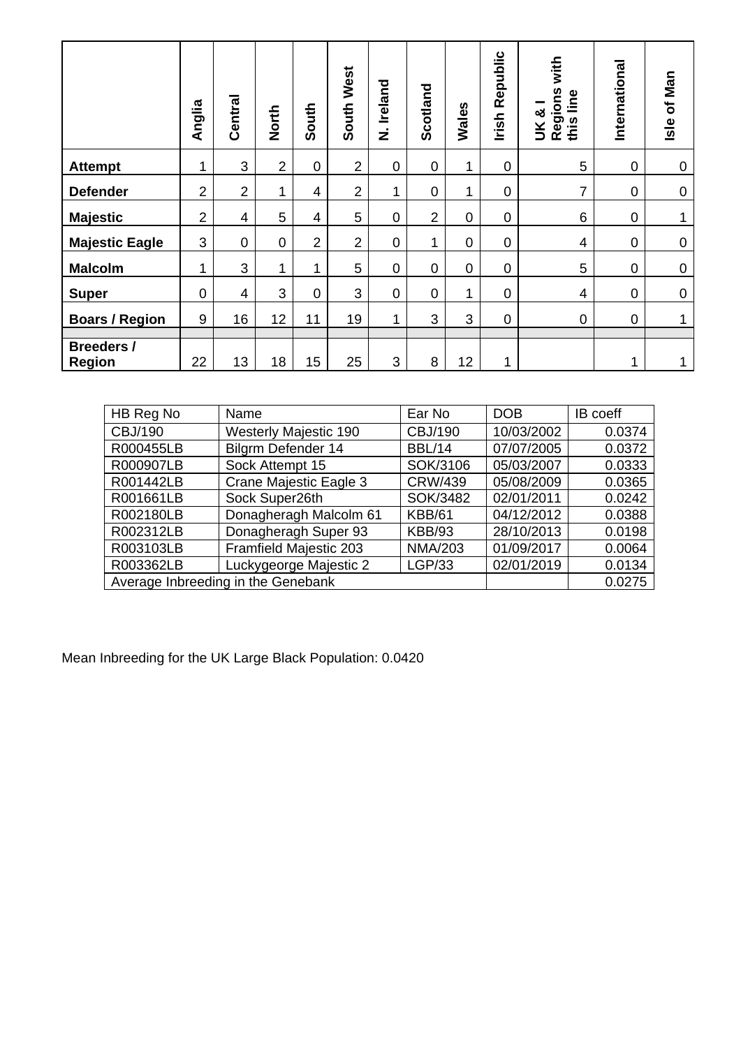| | Anglia | Central | North | South | South West | N. Ireland | Scotland | Wales | Irish Republic | UK & I Regions with this line | International | Isle of Man |
|---|---|---|---|---|---|---|---|---|---|---|---|---|
| **Attempt** | 1 | 3 | 2 | 0 | 2 | 0 | 0 | 1 | 0 | 5 | 0 | 0 |
| **Defender** | 2 | 2 | 1 | 4 | 2 | 1 | 0 | 1 | 0 | 7 | 0 | 0 |
| **Majestic** | 2 | 4 | 5 | 4 | 5 | 0 | 2 | 0 | 0 | 6 | 0 | 1 |
| **Majestic Eagle** | 3 | 0 | 0 | 2 | 2 | 0 | 1 | 0 | 0 | 4 | 0 | 0 |
| **Malcolm** | 1 | 3 | 1 | 1 | 5 | 0 | 0 | 0 | 0 | 5 | 0 | 0 |
| **Super** | 0 | 4 | 3 | 0 | 3 | 0 | 0 | 1 | 0 | 4 | 0 | 0 |
| **Boars / Region** | 9 | 16 | 12 | 11 | 19 | 1 | 3 | 3 | 0 | 0 | 0 | 1 |
| | | | | | | | | | | | | |
| **Breeders / Region** | 22 | 13 | 18 | 15 | 25 | 3 | 8 | 12 | 1 | | 1 | 1 |

| HB Reg No | Name | Ear No | DOB | IB coeff |
|---|---|---|---|---|
| CBJ/190 | Westerly Majestic 190 | CBJ/190 | 10/03/2002 | 0.0374 |
| R000455LB | Bilgrm Defender 14 | BBL/14 | 07/07/2005 | 0.0372 |
| R000907LB | Sock Attempt 15 | SOK/3106 | 05/03/2007 | 0.0333 |
| R001442LB | Crane Majestic Eagle 3 | CRW/439 | 05/08/2009 | 0.0365 |
| R001661LB | Sock Super26th | SOK/3482 | 02/01/2011 | 0.0242 |
| R002180LB | Donagheragh Malcolm 61 | KBB/61 | 04/12/2012 | 0.0388 |
| R002312LB | Donagheragh Super 93 | KBB/93 | 28/10/2013 | 0.0198 |
| R003103LB | Framfield Majestic 203 | NMA/203 | 01/09/2017 | 0.0064 |
| R003362LB | Luckygeorge Majestic 2 | LGP/33 | 02/01/2019 | 0.0134 |
| Average Inbreeding in the Genebank | | | | 0.0275 |

Mean Inbreeding for the UK Large Black Population: 0.0420